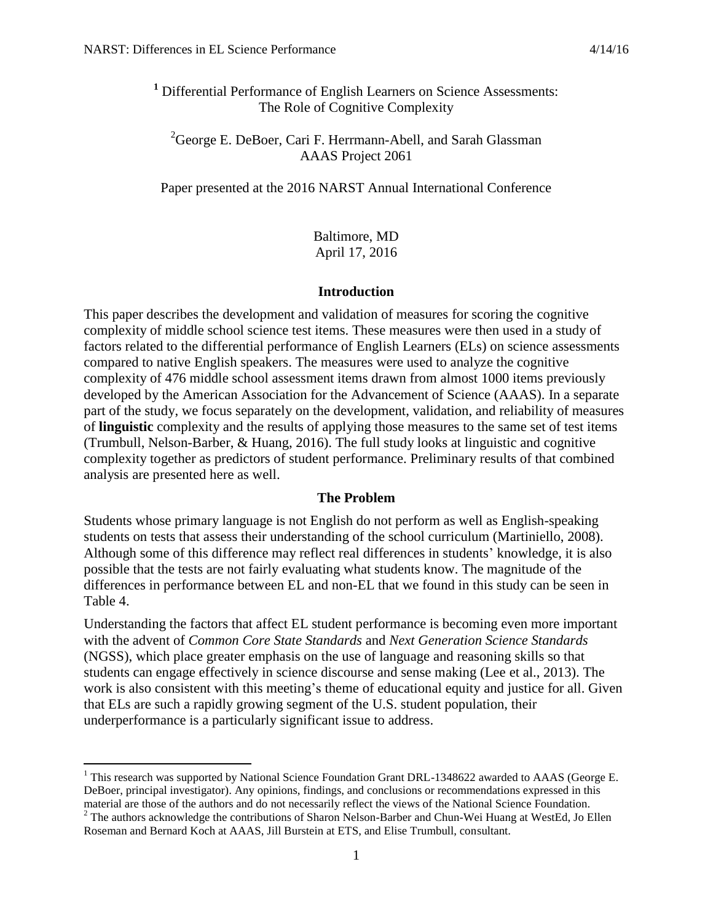# [1] Differential Performance of English Learners on Science Assessments: The Role of Cognitive Complexity

[2]George E. DeBoer, Cari F. Herrmann-Abell, and Sarah Glassman
AAAS Project 2061

Paper presented at the 2016 NARST Annual International Conference

Baltimore, MD
April 17, 2016

## Introduction

This paper describes the development and validation of measures for scoring the cognitive complexity of middle school science test items. These measures were then used in a study of factors related to the differential performance of English Learners (ELs) on science assessments compared to native English speakers. The measures were used to analyze the cognitive complexity of 476 middle school assessment items drawn from almost 1000 items previously developed by the American Association for the Advancement of Science (AAAS). In a separate part of the study, we focus separately on the development, validation, and reliability of measures of **linguistic** complexity and the results of applying those measures to the same set of test items (Trumbull, Nelson-Barber, & Huang, 2016). The full study looks at linguistic and cognitive complexity together as predictors of student performance. Preliminary results of that combined analysis are presented here as well.

## The Problem

Students whose primary language is not English do not perform as well as English-speaking students on tests that assess their understanding of the school curriculum (Martiniello, 2008). Although some of this difference may reflect real differences in students' knowledge, it is also possible that the tests are not fairly evaluating what students know. The magnitude of the differences in performance between EL and non-EL that we found in this study can be seen in Table 4.

Understanding the factors that affect EL student performance is becoming even more important with the advent of *Common Core State Standards* and *Next Generation Science Standards* (NGSS), which place greater emphasis on the use of language and reasoning skills so that students can engage effectively in science discourse and sense making (Lee et al., 2013). The work is also consistent with this meeting's theme of educational equity and justice for all. Given that ELs are such a rapidly growing segment of the U.S. student population, their underperformance is a particularly significant issue to address.

---

[1] This research was supported by National Science Foundation Grant DRL-1348622 awarded to AAAS (George E. DeBoer, principal investigator). Any opinions, findings, and conclusions or recommendations expressed in this material are those of the authors and do not necessarily reflect the views of the National Science Foundation.

[2] The authors acknowledge the contributions of Sharon Nelson-Barber and Chun-Wei Huang at WestEd, Jo Ellen Roseman and Bernard Koch at AAAS, Jill Burstein at ETS, and Elise Trumbull, consultant.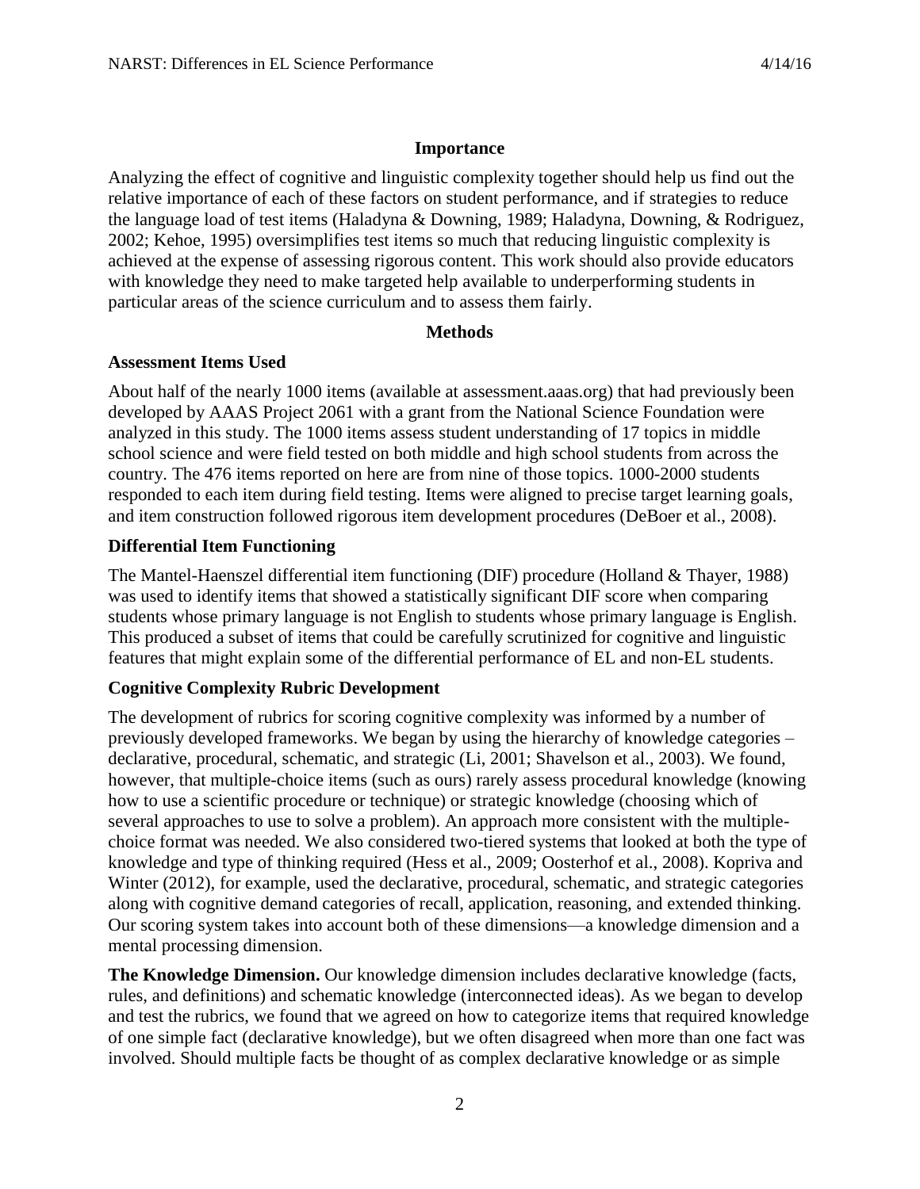## Importance

Analyzing the effect of cognitive and linguistic complexity together should help us find out the relative importance of each of these factors on student performance, and if strategies to reduce the language load of test items (Haladyna & Downing, 1989; Haladyna, Downing, & Rodriguez, 2002; Kehoe, 1995) oversimplifies test items so much that reducing linguistic complexity is achieved at the expense of assessing rigorous content. This work should also provide educators with knowledge they need to make targeted help available to underperforming students in particular areas of the science curriculum and to assess them fairly.

## Methods

### Assessment Items Used

About half of the nearly 1000 items (available at assessment.aaas.org) that had previously been developed by AAAS Project 2061 with a grant from the National Science Foundation were analyzed in this study. The 1000 items assess student understanding of 17 topics in middle school science and were field tested on both middle and high school students from across the country. The 476 items reported on here are from nine of those topics. 1000-2000 students responded to each item during field testing. Items were aligned to precise target learning goals, and item construction followed rigorous item development procedures (DeBoer et al., 2008).

### Differential Item Functioning

The Mantel-Haenszel differential item functioning (DIF) procedure (Holland & Thayer, 1988) was used to identify items that showed a statistically significant DIF score when comparing students whose primary language is not English to students whose primary language is English. This produced a subset of items that could be carefully scrutinized for cognitive and linguistic features that might explain some of the differential performance of EL and non-EL students.

### Cognitive Complexity Rubric Development

The development of rubrics for scoring cognitive complexity was informed by a number of previously developed frameworks. We began by using the hierarchy of knowledge categories – declarative, procedural, schematic, and strategic (Li, 2001; Shavelson et al., 2003). We found, however, that multiple-choice items (such as ours) rarely assess procedural knowledge (knowing how to use a scientific procedure or technique) or strategic knowledge (choosing which of several approaches to use to solve a problem). An approach more consistent with the multiple-choice format was needed. We also considered two-tiered systems that looked at both the type of knowledge and type of thinking required (Hess et al., 2009; Oosterhof et al., 2008). Kopriva and Winter (2012), for example, used the declarative, procedural, schematic, and strategic categories along with cognitive demand categories of recall, application, reasoning, and extended thinking. Our scoring system takes into account both of these dimensions—a knowledge dimension and a mental processing dimension.

**The Knowledge Dimension.** Our knowledge dimension includes declarative knowledge (facts, rules, and definitions) and schematic knowledge (interconnected ideas). As we began to develop and test the rubrics, we found that we agreed on how to categorize items that required knowledge of one simple fact (declarative knowledge), but we often disagreed when more than one fact was involved. Should multiple facts be thought of as complex declarative knowledge or as simple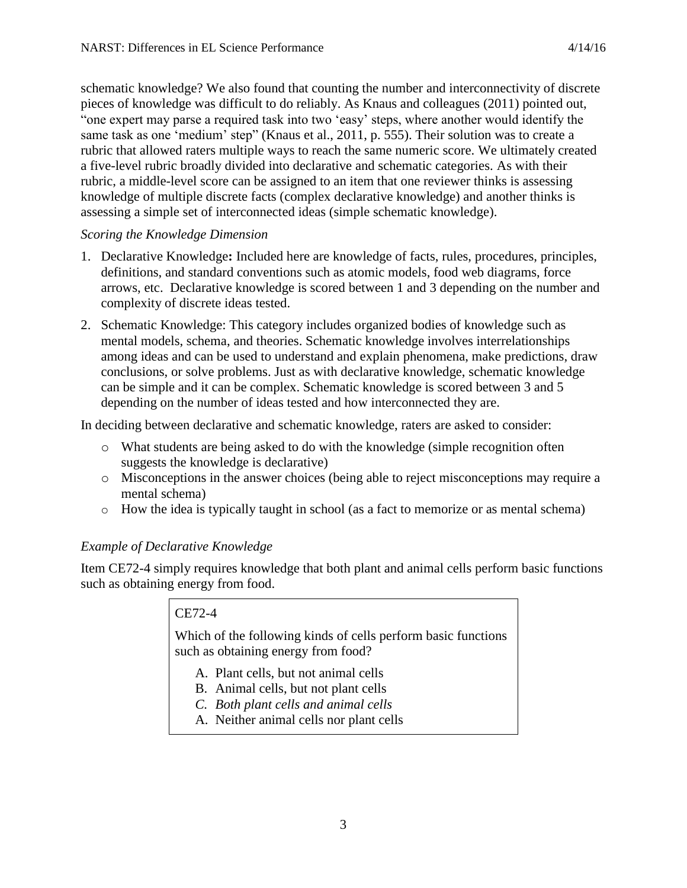schematic knowledge? We also found that counting the number and interconnectivity of discrete pieces of knowledge was difficult to do reliably. As Knaus and colleagues (2011) pointed out, "one expert may parse a required task into two 'easy' steps, where another would identify the same task as one 'medium' step" (Knaus et al., 2011, p. 555). Their solution was to create a rubric that allowed raters multiple ways to reach the same numeric score. We ultimately created a five-level rubric broadly divided into declarative and schematic categories. As with their rubric, a middle-level score can be assigned to an item that one reviewer thinks is assessing knowledge of multiple discrete facts (complex declarative knowledge) and another thinks is assessing a simple set of interconnected ideas (simple schematic knowledge).

*Scoring the Knowledge Dimension*

1. Declarative Knowledge**:** Included here are knowledge of facts, rules, procedures, principles, definitions, and standard conventions such as atomic models, food web diagrams, force arrows, etc. Declarative knowledge is scored between 1 and 3 depending on the number and complexity of discrete ideas tested.
2. Schematic Knowledge: This category includes organized bodies of knowledge such as mental models, schema, and theories. Schematic knowledge involves interrelationships among ideas and can be used to understand and explain phenomena, make predictions, draw conclusions, or solve problems. Just as with declarative knowledge, schematic knowledge can be simple and it can be complex. Schematic knowledge is scored between 3 and 5 depending on the number of ideas tested and how interconnected they are.

In deciding between declarative and schematic knowledge, raters are asked to consider:

- What students are being asked to do with the knowledge (simple recognition often suggests the knowledge is declarative)
- Misconceptions in the answer choices (being able to reject misconceptions may require a mental schema)
- How the idea is typically taught in school (as a fact to memorize or as mental schema)

*Example of Declarative Knowledge*

Item CE72-4 simply requires knowledge that both plant and animal cells perform basic functions such as obtaining energy from food.

> CE72-4
>
> Which of the following kinds of cells perform basic functions such as obtaining energy from food?
>
> A. Plant cells, but not animal cells
> B. Animal cells, but not plant cells
> *C. Both plant cells and animal cells*
> A. Neither animal cells nor plant cells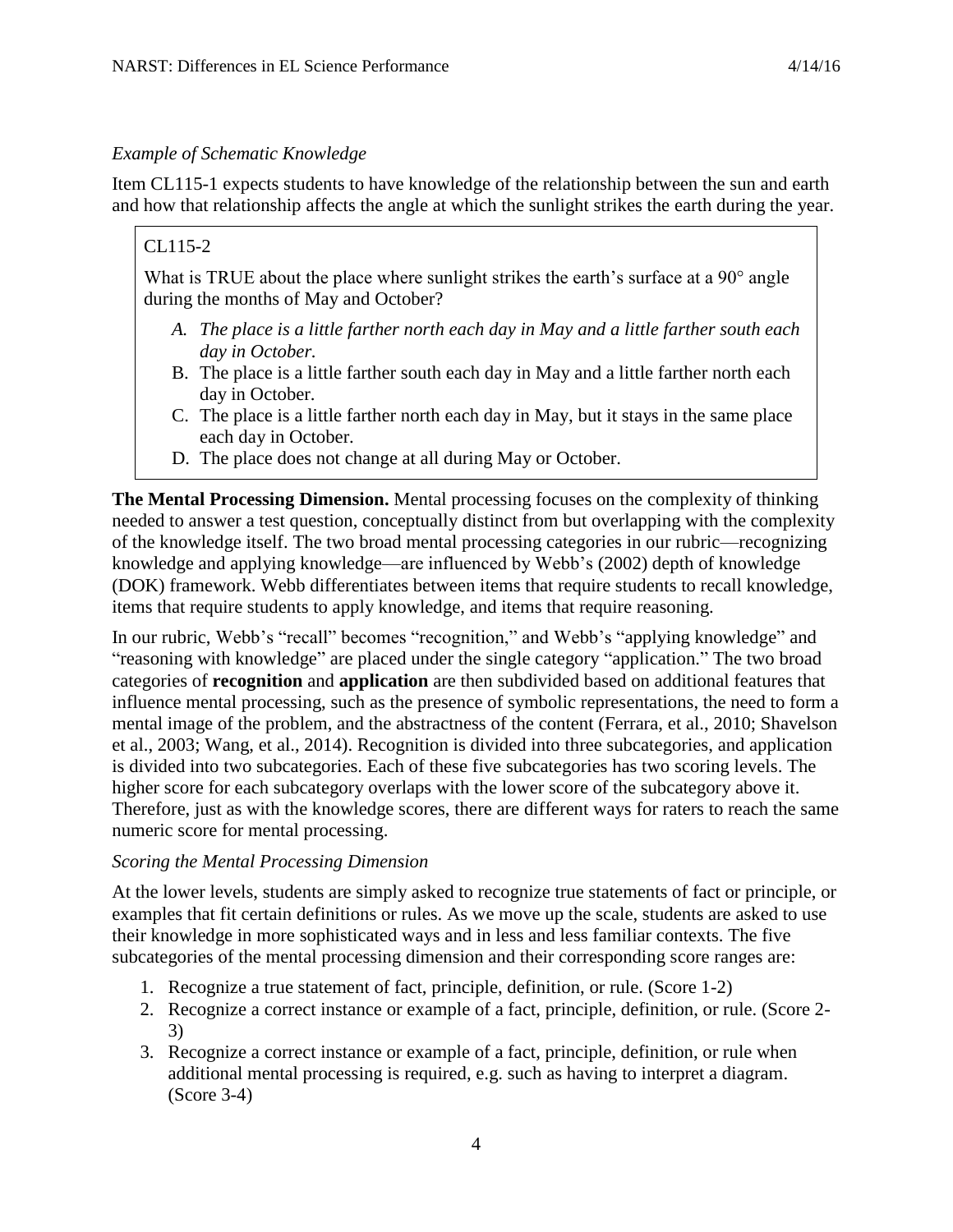*Example of Schematic Knowledge*

Item CL115-1 expects students to have knowledge of the relationship between the sun and earth and how that relationship affects the angle at which the sunlight strikes the earth during the year.

> CL115-2
>
> What is TRUE about the place where sunlight strikes the earth's surface at a 90° angle during the months of May and October?
>
> A. *The place is a little farther north each day in May and a little farther south each day in October.*
> B. The place is a little farther south each day in May and a little farther north each day in October.
> C. The place is a little farther north each day in May, but it stays in the same place each day in October.
> D. The place does not change at all during May or October.

**The Mental Processing Dimension.** Mental processing focuses on the complexity of thinking needed to answer a test question, conceptually distinct from but overlapping with the complexity of the knowledge itself. The two broad mental processing categories in our rubric—recognizing knowledge and applying knowledge—are influenced by Webb's (2002) depth of knowledge (DOK) framework. Webb differentiates between items that require students to recall knowledge, items that require students to apply knowledge, and items that require reasoning.

In our rubric, Webb's "recall" becomes "recognition," and Webb's "applying knowledge" and "reasoning with knowledge" are placed under the single category "application." The two broad categories of **recognition** and **application** are then subdivided based on additional features that influence mental processing, such as the presence of symbolic representations, the need to form a mental image of the problem, and the abstractness of the content (Ferrara, et al., 2010; Shavelson et al., 2003; Wang, et al., 2014). Recognition is divided into three subcategories, and application is divided into two subcategories. Each of these five subcategories has two scoring levels. The higher score for each subcategory overlaps with the lower score of the subcategory above it. Therefore, just as with the knowledge scores, there are different ways for raters to reach the same numeric score for mental processing.

*Scoring the Mental Processing Dimension*

At the lower levels, students are simply asked to recognize true statements of fact or principle, or examples that fit certain definitions or rules. As we move up the scale, students are asked to use their knowledge in more sophisticated ways and in less and less familiar contexts. The five subcategories of the mental processing dimension and their corresponding score ranges are:

1. Recognize a true statement of fact, principle, definition, or rule. (Score 1-2)
2. Recognize a correct instance or example of a fact, principle, definition, or rule. (Score 2-3)
3. Recognize a correct instance or example of a fact, principle, definition, or rule when additional mental processing is required, e.g. such as having to interpret a diagram. (Score 3-4)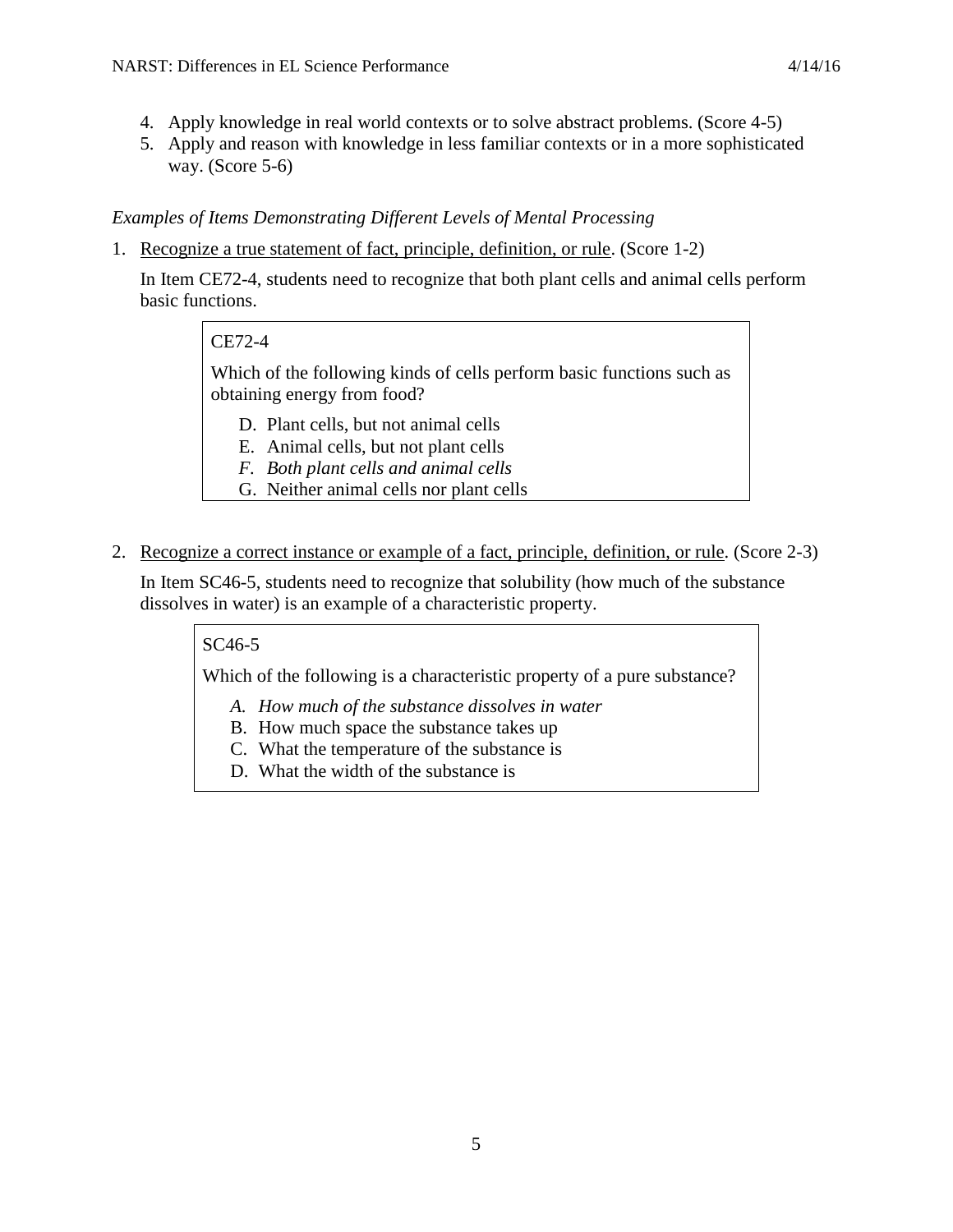4. Apply knowledge in real world contexts or to solve abstract problems. (Score 4-5)
5. Apply and reason with knowledge in less familiar contexts or in a more sophisticated way. (Score 5-6)

*Examples of Items Demonstrating Different Levels of Mental Processing*

1. <u>Recognize a true statement of fact, principle, definition, or rule</u>. (Score 1-2)

   In Item CE72-4, students need to recognize that both plant cells and animal cells perform basic functions.

   > CE72-4
   >
   > Which of the following kinds of cells perform basic functions such as obtaining energy from food?
   >
   > D. Plant cells, but not animal cells
   > E. Animal cells, but not plant cells
   > *F. Both plant cells and animal cells*
   > G. Neither animal cells nor plant cells

2. <u>Recognize a correct instance or example of a fact, principle, definition, or rule</u>. (Score 2-3)

   In Item SC46-5, students need to recognize that solubility (how much of the substance dissolves in water) is an example of a characteristic property.

   > SC46-5
   >
   > Which of the following is a characteristic property of a pure substance?
   >
   > *A. How much of the substance dissolves in water*
   > B. How much space the substance takes up
   > C. What the temperature of the substance is
   > D. What the width of the substance is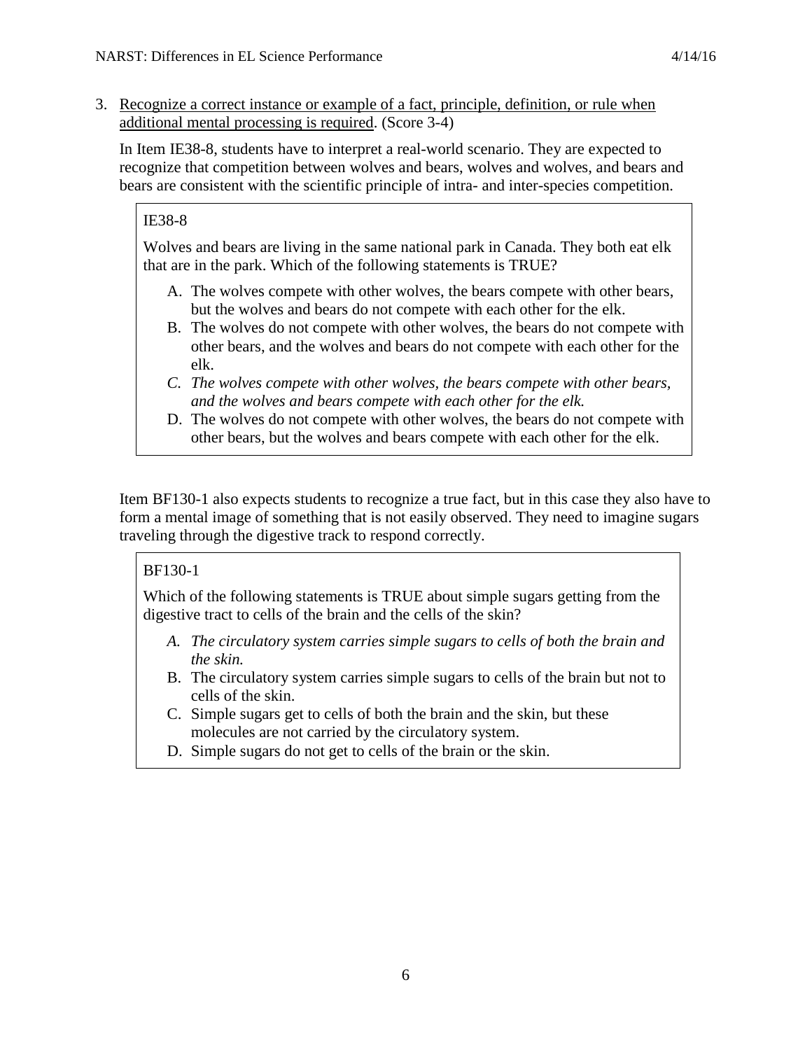3. <u>Recognize a correct instance or example of a fact, principle, definition, or rule when additional mental processing is required</u>. (Score 3-4)

   In Item IE38-8, students have to interpret a real-world scenario. They are expected to recognize that competition between wolves and bears, wolves and wolves, and bears and bears are consistent with the scientific principle of intra- and inter-species competition.

> IE38-8
>
> Wolves and bears are living in the same national park in Canada. They both eat elk that are in the park. Which of the following statements is TRUE?
>
> A. The wolves compete with other wolves, the bears compete with other bears, but the wolves and bears do not compete with each other for the elk.
> B. The wolves do not compete with other wolves, the bears do not compete with other bears, and the wolves and bears do not compete with each other for the elk.
> *C. The wolves compete with other wolves, the bears compete with other bears, and the wolves and bears compete with each other for the elk.*
> D. The wolves do not compete with other wolves, the bears do not compete with other bears, but the wolves and bears compete with each other for the elk.

Item BF130-1 also expects students to recognize a true fact, but in this case they also have to form a mental image of something that is not easily observed. They need to imagine sugars traveling through the digestive track to respond correctly.

> BF130-1
>
> Which of the following statements is TRUE about simple sugars getting from the digestive tract to cells of the brain and the cells of the skin?
>
> *A. The circulatory system carries simple sugars to cells of both the brain and the skin.*
> B. The circulatory system carries simple sugars to cells of the brain but not to cells of the skin.
> C. Simple sugars get to cells of both the brain and the skin, but these molecules are not carried by the circulatory system.
> D. Simple sugars do not get to cells of the brain or the skin.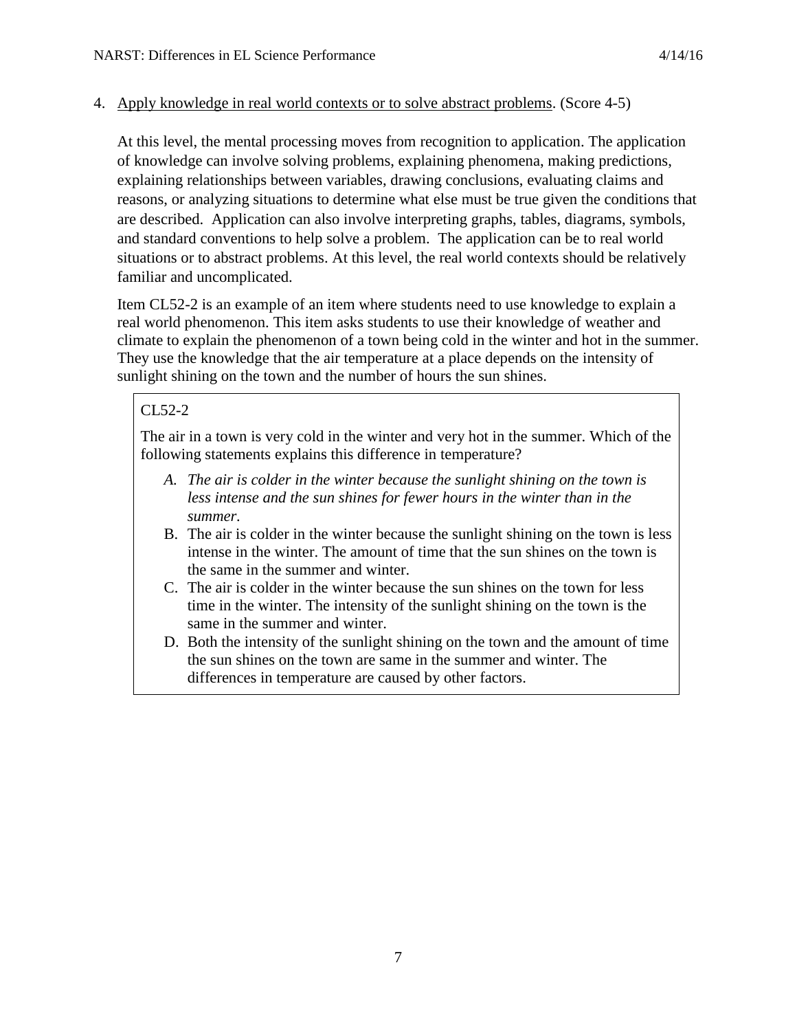4. Apply knowledge in real world contexts or to solve abstract problems. (Score 4-5)

   At this level, the mental processing moves from recognition to application. The application of knowledge can involve solving problems, explaining phenomena, making predictions, explaining relationships between variables, drawing conclusions, evaluating claims and reasons, or analyzing situations to determine what else must be true given the conditions that are described. Application can also involve interpreting graphs, tables, diagrams, symbols, and standard conventions to help solve a problem. The application can be to real world situations or to abstract problems. At this level, the real world contexts should be relatively familiar and uncomplicated.

   Item CL52-2 is an example of an item where students need to use knowledge to explain a real world phenomenon. This item asks students to use their knowledge of weather and climate to explain the phenomenon of a town being cold in the winter and hot in the summer. They use the knowledge that the air temperature at a place depends on the intensity of sunlight shining on the town and the number of hours the sun shines.

> CL52-2
>
> The air in a town is very cold in the winter and very hot in the summer. Which of the following statements explains this difference in temperature?
>
> A. *The air is colder in the winter because the sunlight shining on the town is less intense and the sun shines for fewer hours in the winter than in the summer.*
> B. The air is colder in the winter because the sunlight shining on the town is less intense in the winter. The amount of time that the sun shines on the town is the same in the summer and winter.
> C. The air is colder in the winter because the sun shines on the town for less time in the winter. The intensity of the sunlight shining on the town is the same in the summer and winter.
> D. Both the intensity of the sunlight shining on the town and the amount of time the sun shines on the town are same in the summer and winter. The differences in temperature are caused by other factors.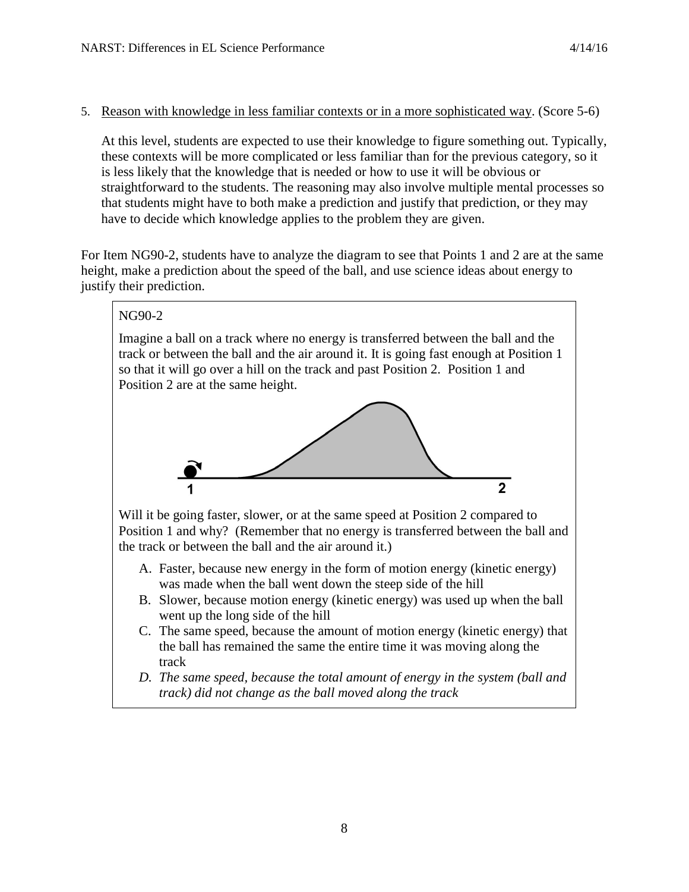5. Reason with knowledge in less familiar contexts or in a more sophisticated way. (Score 5-6)

   At this level, students are expected to use their knowledge to figure something out. Typically, these contexts will be more complicated or less familiar than for the previous category, so it is less likely that the knowledge that is needed or how to use it will be obvious or straightforward to the students. The reasoning may also involve multiple mental processes so that students might have to both make a prediction and justify that prediction, or they may have to decide which knowledge applies to the problem they are given.

For Item NG90-2, students have to analyze the diagram to see that Points 1 and 2 are at the same height, make a prediction about the speed of the ball, and use science ideas about energy to justify their prediction.

> NG90-2
>
> Imagine a ball on a track where no energy is transferred between the ball and the track or between the ball and the air around it. It is going fast enough at Position 1 so that it will go over a hill on the track and past Position 2. Position 1 and Position 2 are at the same height.
>
> 1 &nbsp;&nbsp;&nbsp;&nbsp;&nbsp;&nbsp;&nbsp;&nbsp;&nbsp;&nbsp;&nbsp;&nbsp;&nbsp;&nbsp;&nbsp;&nbsp;&nbsp;&nbsp;&nbsp;&nbsp; 2
>
> Will it be going faster, slower, or at the same speed at Position 2 compared to Position 1 and why? (Remember that no energy is transferred between the ball and the track or between the ball and the air around it.)
>
> A. Faster, because new energy in the form of motion energy (kinetic energy) was made when the ball went down the steep side of the hill
> B. Slower, because motion energy (kinetic energy) was used up when the ball went up the long side of the hill
> C. The same speed, because the amount of motion energy (kinetic energy) that the ball has remained the same the entire time it was moving along the track
> *D. The same speed, because the total amount of energy in the system (ball and track) did not change as the ball moved along the track*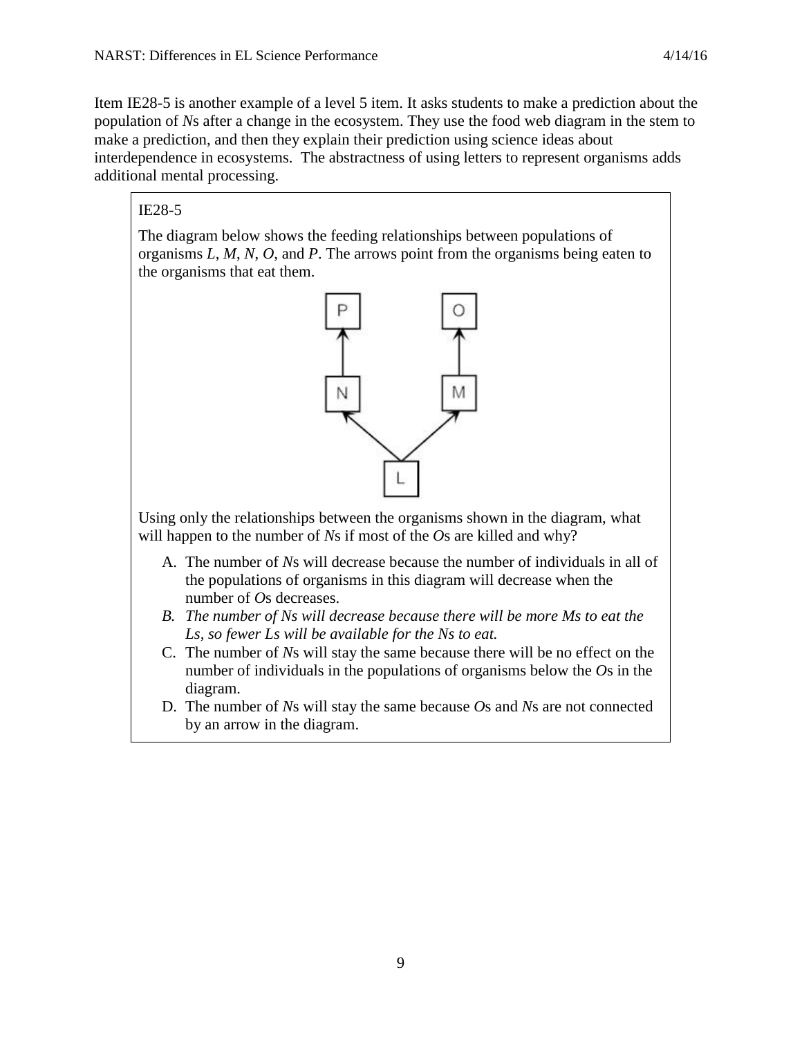Item IE28-5 is another example of a level 5 item. It asks students to make a prediction about the population of *N*s after a change in the ecosystem. They use the food web diagram in the stem to make a prediction, and then they explain their prediction using science ideas about interdependence in ecosystems. The abstractness of using letters to represent organisms adds additional mental processing.

IE28-5

The diagram below shows the feeding relationships between populations of organisms *L*, *M*, *N*, *O*, and *P*. The arrows point from the organisms being eaten to the organisms that eat them.

Using only the relationships between the organisms shown in the diagram, what will happen to the number of *N*s if most of the *O*s are killed and why?

A. The number of *N*s will decrease because the number of individuals in all of the populations of organisms in this diagram will decrease when the number of *O*s decreases.

*B. The number of Ns will decrease because there will be more Ms to eat the Ls, so fewer Ls will be available for the Ns to eat.*

C. The number of *N*s will stay the same because there will be no effect on the number of individuals in the populations of organisms below the *O*s in the diagram.

D. The number of *N*s will stay the same because *O*s and *N*s are not connected by an arrow in the diagram.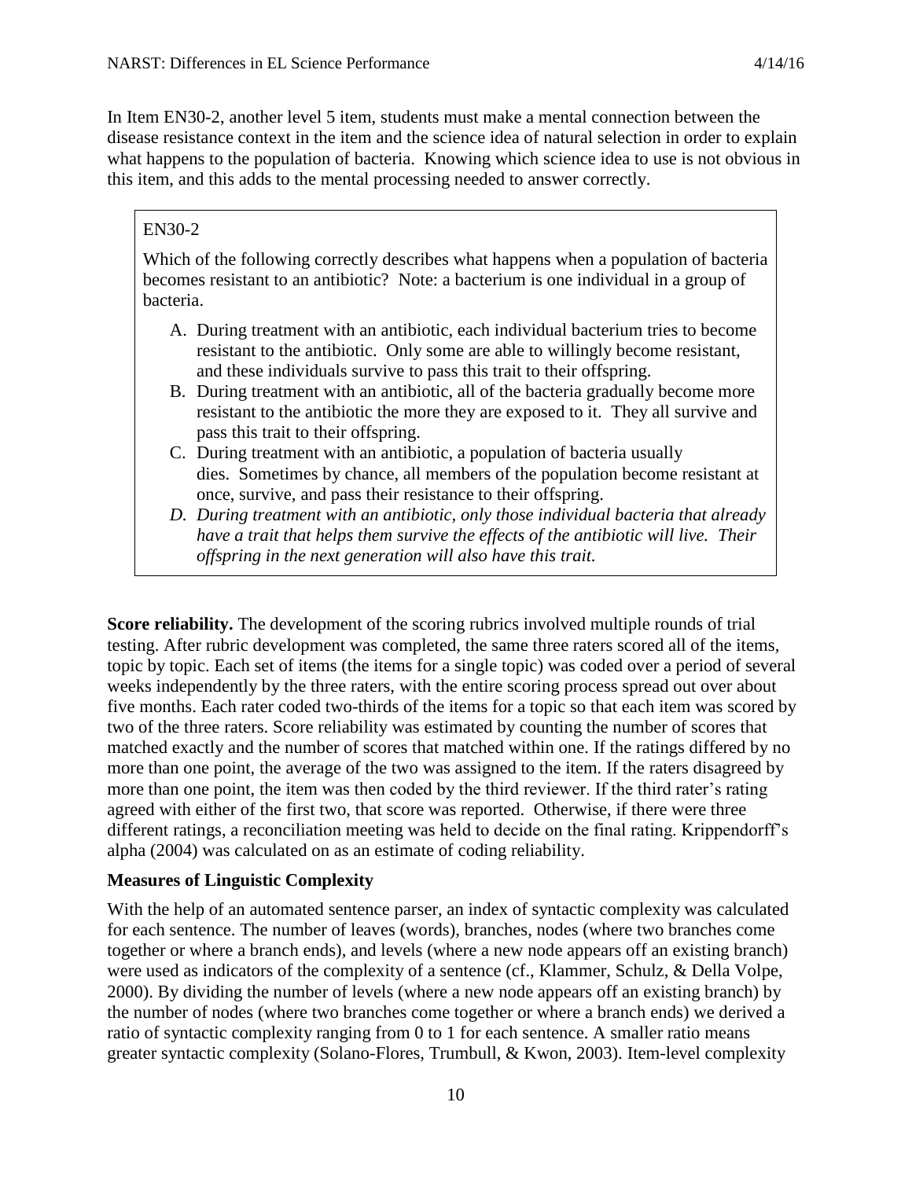In Item EN30-2, another level 5 item, students must make a mental connection between the disease resistance context in the item and the science idea of natural selection in order to explain what happens to the population of bacteria. Knowing which science idea to use is not obvious in this item, and this adds to the mental processing needed to answer correctly.

> EN30-2
>
> Which of the following correctly describes what happens when a population of bacteria becomes resistant to an antibiotic? Note: a bacterium is one individual in a group of bacteria.
>
> A. During treatment with an antibiotic, each individual bacterium tries to become resistant to the antibiotic. Only some are able to willingly become resistant, and these individuals survive to pass this trait to their offspring.
> B. During treatment with an antibiotic, all of the bacteria gradually become more resistant to the antibiotic the more they are exposed to it. They all survive and pass this trait to their offspring.
> C. During treatment with an antibiotic, a population of bacteria usually dies. Sometimes by chance, all members of the population become resistant at once, survive, and pass their resistance to their offspring.
> D. *During treatment with an antibiotic, only those individual bacteria that already have a trait that helps them survive the effects of the antibiotic will live. Their offspring in the next generation will also have this trait.*

**Score reliability.** The development of the scoring rubrics involved multiple rounds of trial testing. After rubric development was completed, the same three raters scored all of the items, topic by topic. Each set of items (the items for a single topic) was coded over a period of several weeks independently by the three raters, with the entire scoring process spread out over about five months. Each rater coded two-thirds of the items for a topic so that each item was scored by two of the three raters. Score reliability was estimated by counting the number of scores that matched exactly and the number of scores that matched within one. If the ratings differed by no more than one point, the average of the two was assigned to the item. If the raters disagreed by more than one point, the item was then coded by the third reviewer. If the third rater's rating agreed with either of the first two, that score was reported. Otherwise, if there were three different ratings, a reconciliation meeting was held to decide on the final rating. Krippendorff's alpha (2004) was calculated on as an estimate of coding reliability.

### Measures of Linguistic Complexity

With the help of an automated sentence parser, an index of syntactic complexity was calculated for each sentence. The number of leaves (words), branches, nodes (where two branches come together or where a branch ends), and levels (where a new node appears off an existing branch) were used as indicators of the complexity of a sentence (cf., Klammer, Schulz, & Della Volpe, 2000). By dividing the number of levels (where a new node appears off an existing branch) by the number of nodes (where two branches come together or where a branch ends) we derived a ratio of syntactic complexity ranging from 0 to 1 for each sentence. A smaller ratio means greater syntactic complexity (Solano-Flores, Trumbull, & Kwon, 2003). Item-level complexity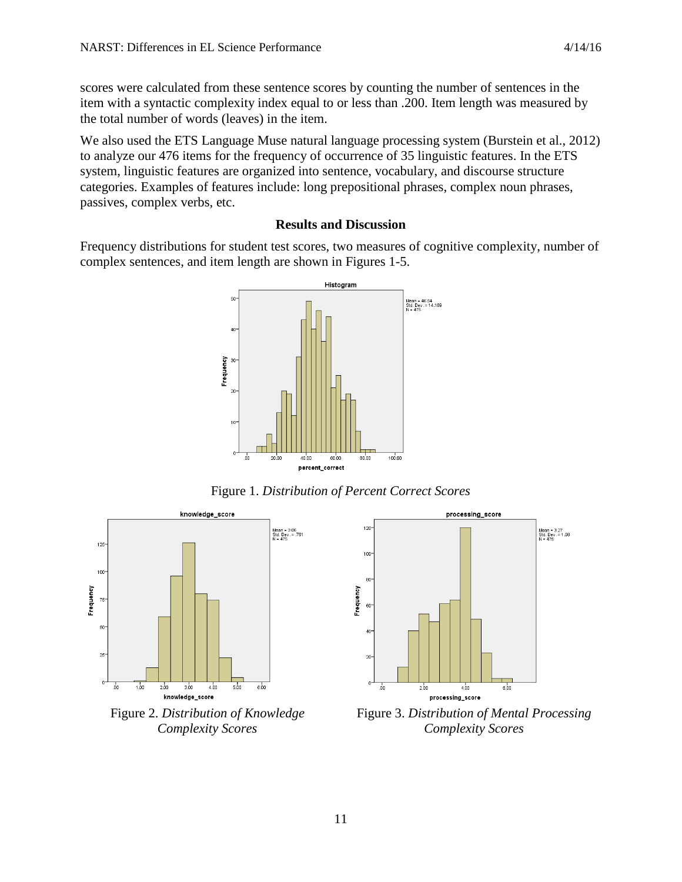scores were calculated from these sentence scores by counting the number of sentences in the item with a syntactic complexity index equal to or less than .200. Item length was measured by the total number of words (leaves) in the item.

We also used the ETS Language Muse natural language processing system (Burstein et al., 2012) to analyze our 476 items for the frequency of occurrence of 35 linguistic features. In the ETS system, linguistic features are organized into sentence, vocabulary, and discourse structure categories. Examples of features include: long prepositional phrases, complex noun phrases, passives, complex verbs, etc.

## Results and Discussion

Frequency distributions for student test scores, two measures of cognitive complexity, number of complex sentences, and item length are shown in Figures 1-5.

Figure 1. *Distribution of Percent Correct Scores*

Figure 2. *Distribution of Knowledge Complexity Scores*

Figure 3. *Distribution of Mental Processing Complexity Scores*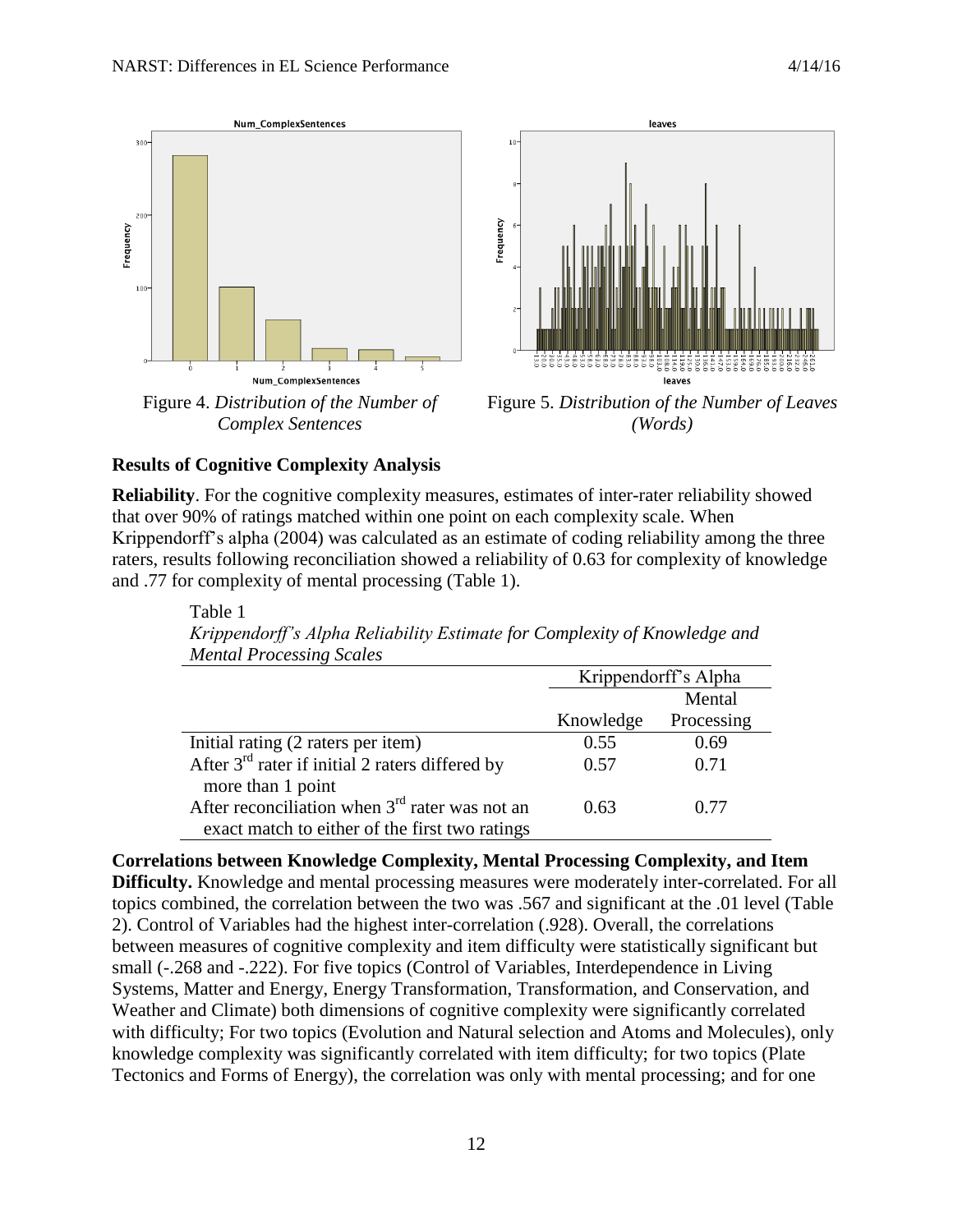Figure 4. *Distribution of the Number of Complex Sentences*

Figure 5. *Distribution of the Number of Leaves (Words)*

**Results of Cognitive Complexity Analysis**

**Reliability**. For the cognitive complexity measures, estimates of inter-rater reliability showed that over 90% of ratings matched within one point on each complexity scale. When Krippendorff's alpha (2004) was calculated as an estimate of coding reliability among the three raters, results following reconciliation showed a reliability of 0.63 for complexity of knowledge and .77 for complexity of mental processing (Table 1).

Table 1

*Krippendorff's Alpha Reliability Estimate for Complexity of Knowledge and Mental Processing Scales*

| | Krippendorff's Alpha | |
|---|---|---|
| | Knowledge | Mental Processing |
| Initial rating (2 raters per item) | 0.55 | 0.69 |
| After 3rd rater if initial 2 raters differed by more than 1 point | 0.57 | 0.71 |
| After reconciliation when 3rd rater was not an exact match to either of the first two ratings | 0.63 | 0.77 |

**Correlations between Knowledge Complexity, Mental Processing Complexity, and Item Difficulty.** Knowledge and mental processing measures were moderately inter-correlated. For all topics combined, the correlation between the two was .567 and significant at the .01 level (Table 2). Control of Variables had the highest inter-correlation (.928). Overall, the correlations between measures of cognitive complexity and item difficulty were statistically significant but small (-.268 and -.222). For five topics (Control of Variables, Interdependence in Living Systems, Matter and Energy, Energy Transformation, Transformation, and Conservation, and Weather and Climate) both dimensions of cognitive complexity were significantly correlated with difficulty; For two topics (Evolution and Natural selection and Atoms and Molecules), only knowledge complexity was significantly correlated with item difficulty; for two topics (Plate Tectonics and Forms of Energy), the correlation was only with mental processing; and for one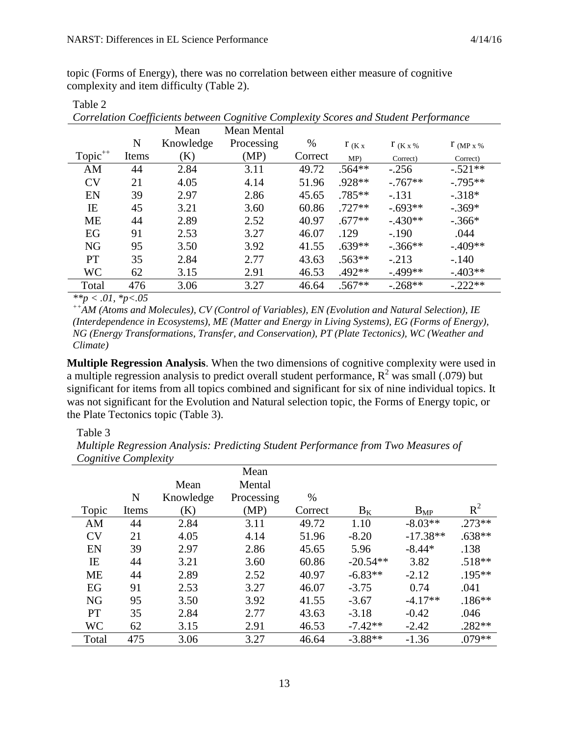topic (Forms of Energy), there was no correlation between either measure of cognitive complexity and item difficulty (Table 2).

Table 2

*Correlation Coefficients between Cognitive Complexity Scores and Student Performance*

| Topic[++] | N Items | Mean Knowledge (K) | Mean Mental Processing (MP) | % Correct | $r_{(K \times MP)}$ | $r_{(K \times \% Correct)}$ | $r_{(MP \times \% Correct)}$ |
|---|---|---|---|---|---|---|---|
| AM | 44 | 2.84 | 3.11 | 49.72 | .564** | -.256 | -.521** |
| CV | 21 | 4.05 | 4.14 | 51.96 | .928** | -.767** | -.795** |
| EN | 39 | 2.97 | 2.86 | 45.65 | .785** | -.131 | -.318* |
| IE | 45 | 3.21 | 3.60 | 60.86 | .727** | -.693** | -.369* |
| ME | 44 | 2.89 | 2.52 | 40.97 | .677** | -.430** | -.366* |
| EG | 91 | 2.53 | 3.27 | 46.07 | .129 | -.190 | .044 |
| NG | 95 | 3.50 | 3.92 | 41.55 | .639** | -.366** | -.409** |
| PT | 35 | 2.84 | 2.77 | 43.63 | .563** | -.213 | -.140 |
| WC | 62 | 3.15 | 2.91 | 46.53 | .492** | -.499** | -.403** |
| Total | 476 | 3.06 | 3.27 | 46.64 | .567** | -.268** | -.222** |

*$^{**}p < .01$, $^{*}p<.05$*

*[++]AM (Atoms and Molecules), CV (Control of Variables), EN (Evolution and Natural Selection), IE (Interdependence in Ecosystems), ME (Matter and Energy in Living Systems), EG (Forms of Energy), NG (Energy Transformations, Transfer, and Conservation), PT (Plate Tectonics), WC (Weather and Climate)*

**Multiple Regression Analysis**. When the two dimensions of cognitive complexity were used in a multiple regression analysis to predict overall student performance, $R^2$ was small (.079) but significant for items from all topics combined and significant for six of nine individual topics. It was not significant for the Evolution and Natural selection topic, the Forms of Energy topic, or the Plate Tectonics topic (Table 3).

Table 3

*Multiple Regression Analysis: Predicting Student Performance from Two Measures of Cognitive Complexity*

| Topic | N Items | Mean Knowledge (K) | Mean Mental Processing (MP) | % Correct | $B_K$ | $B_{MP}$ | $R^2$ |
|---|---|---|---|---|---|---|---|
| AM | 44 | 2.84 | 3.11 | 49.72 | 1.10 | -8.03** | .273** |
| CV | 21 | 4.05 | 4.14 | 51.96 | -8.20 | -17.38** | .638** |
| EN | 39 | 2.97 | 2.86 | 45.65 | 5.96 | -8.44* | .138 |
| IE | 44 | 3.21 | 3.60 | 60.86 | -20.54** | 3.82 | .518** |
| ME | 44 | 2.89 | 2.52 | 40.97 | -6.83** | -2.12 | .195** |
| EG | 91 | 2.53 | 3.27 | 46.07 | -3.75 | 0.74 | .041 |
| NG | 95 | 3.50 | 3.92 | 41.55 | -3.67 | -4.17** | .186** |
| PT | 35 | 2.84 | 2.77 | 43.63 | -3.18 | -0.42 | .046 |
| WC | 62 | 3.15 | 2.91 | 46.53 | -7.42** | -2.42 | .282** |
| Total | 475 | 3.06 | 3.27 | 46.64 | -3.88** | -1.36 | .079** |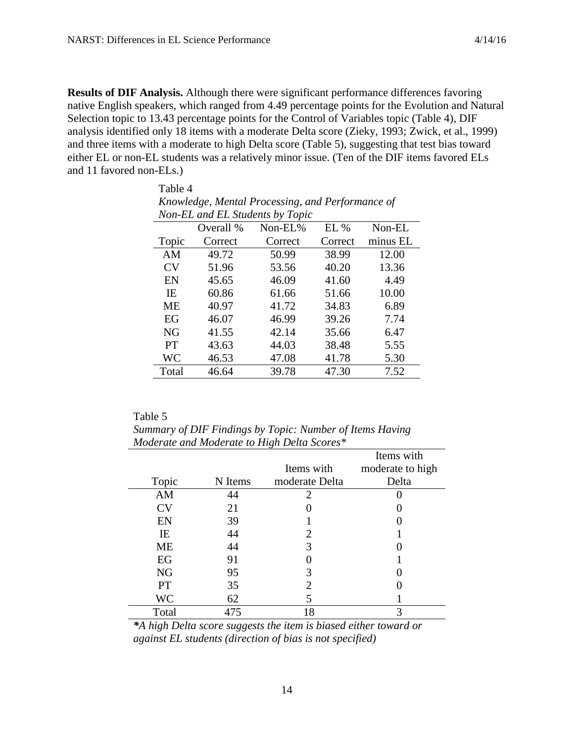**Results of DIF Analysis.** Although there were significant performance differences favoring native English speakers, which ranged from 4.49 percentage points for the Evolution and Natural Selection topic to 13.43 percentage points for the Control of Variables topic (Table 4), DIF analysis identified only 18 items with a moderate Delta score (Zieky, 1993; Zwick, et al., 1999) and three items with a moderate to high Delta score (Table 5), suggesting that test bias toward either EL or non-EL students was a relatively minor issue. (Ten of the DIF items favored ELs and 11 favored non-ELs.)

Table 4
*Knowledge, Mental Processing, and Performance of Non-EL and EL Students by Topic*

| Topic | Overall % Correct | Non-EL% Correct | EL % Correct | Non-EL minus EL |
|---|---|---|---|---|
| AM | 49.72 | 50.99 | 38.99 | 12.00 |
| CV | 51.96 | 53.56 | 40.20 | 13.36 |
| EN | 45.65 | 46.09 | 41.60 | 4.49 |
| IE | 60.86 | 61.66 | 51.66 | 10.00 |
| ME | 40.97 | 41.72 | 34.83 | 6.89 |
| EG | 46.07 | 46.99 | 39.26 | 7.74 |
| NG | 41.55 | 42.14 | 35.66 | 6.47 |
| PT | 43.63 | 44.03 | 38.48 | 5.55 |
| WC | 46.53 | 47.08 | 41.78 | 5.30 |
| Total | 46.64 | 39.78 | 47.30 | 7.52 |

Table 5
*Summary of DIF Findings by Topic: Number of Items Having Moderate and Moderate to High Delta Scores**

| Topic | N Items | Items with moderate Delta | Items with moderate to high Delta |
|---|---|---|---|
| AM | 44 | 2 | 0 |
| CV | 21 | 0 | 0 |
| EN | 39 | 1 | 0 |
| IE | 44 | 2 | 1 |
| ME | 44 | 3 | 0 |
| EG | 91 | 0 | 1 |
| NG | 95 | 3 | 0 |
| PT | 35 | 2 | 0 |
| WC | 62 | 5 | 1 |
| Total | 475 | 18 | 3 |

*\*A high Delta score suggests the item is biased either toward or against EL students (direction of bias is not specified)*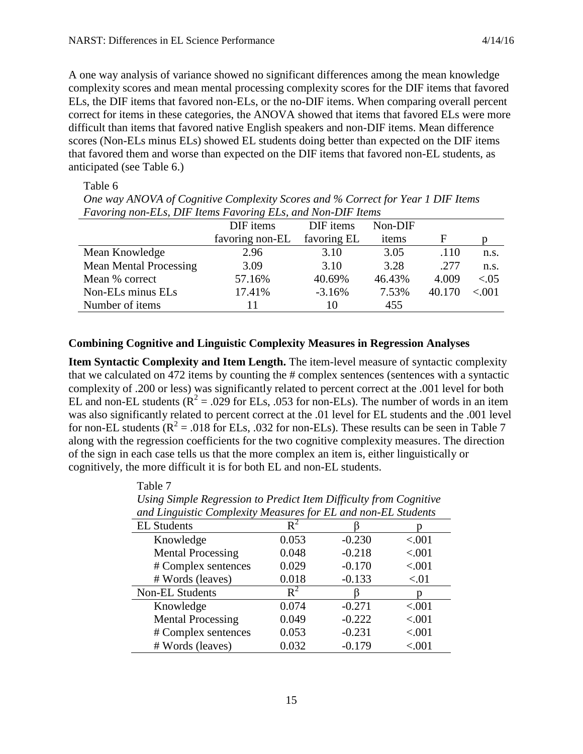A one way analysis of variance showed no significant differences among the mean knowledge complexity scores and mean mental processing complexity scores for the DIF items that favored ELs, the DIF items that favored non-ELs, or the no-DIF items. When comparing overall percent correct for items in these categories, the ANOVA showed that items that favored ELs were more difficult than items that favored native English speakers and non-DIF items. Mean difference scores (Non-ELs minus ELs) showed EL students doing better than expected on the DIF items that favored them and worse than expected on the DIF items that favored non-EL students, as anticipated (see Table 6.)

Table 6

*One way ANOVA of Cognitive Complexity Scores and % Correct for Year 1 DIF Items Favoring non-ELs, DIF Items Favoring ELs, and Non-DIF Items*

| | DIF items favoring non-EL | DIF items favoring EL | Non-DIF items | F | p |
|---|---|---|---|---|---|
| Mean Knowledge | 2.96 | 3.10 | 3.05 | .110 | n.s. |
| Mean Mental Processing | 3.09 | 3.10 | 3.28 | .277 | n.s. |
| Mean % correct | 57.16% | 40.69% | 46.43% | 4.009 | <.05 |
| Non-ELs minus ELs | 17.41% | -3.16% | 7.53% | 40.170 | <.001 |
| Number of items | 11 | 10 | 455 | | |

### Combining Cognitive and Linguistic Complexity Measures in Regression Analyses

**Item Syntactic Complexity and Item Length.** The item-level measure of syntactic complexity that we calculated on 472 items by counting the # complex sentences (sentences with a syntactic complexity of .200 or less) was significantly related to percent correct at the .001 level for both EL and non-EL students ($R^2$ = .029 for ELs, .053 for non-ELs). The number of words in an item was also significantly related to percent correct at the .01 level for EL students and the .001 level for non-EL students ($R^2$ = .018 for ELs, .032 for non-ELs). These results can be seen in Table 7 along with the regression coefficients for the two cognitive complexity measures. The direction of the sign in each case tells us that the more complex an item is, either linguistically or cognitively, the more difficult it is for both EL and non-EL students.

Table 7

*Using Simple Regression to Predict Item Difficulty from Cognitive and Linguistic Complexity Measures for EL and non-EL Students*

| EL Students | $R^2$ | $\beta$ | p |
|---|---|---|---|
| Knowledge | 0.053 | -0.230 | <.001 |
| Mental Processing | 0.048 | -0.218 | <.001 |
| # Complex sentences | 0.029 | -0.170 | <.001 |
| # Words (leaves) | 0.018 | -0.133 | <.01 |
| **Non-EL Students** | $R^2$ | $\beta$ | p |
| Knowledge | 0.074 | -0.271 | <.001 |
| Mental Processing | 0.049 | -0.222 | <.001 |
| # Complex sentences | 0.053 | -0.231 | <.001 |
| # Words (leaves) | 0.032 | -0.179 | <.001 |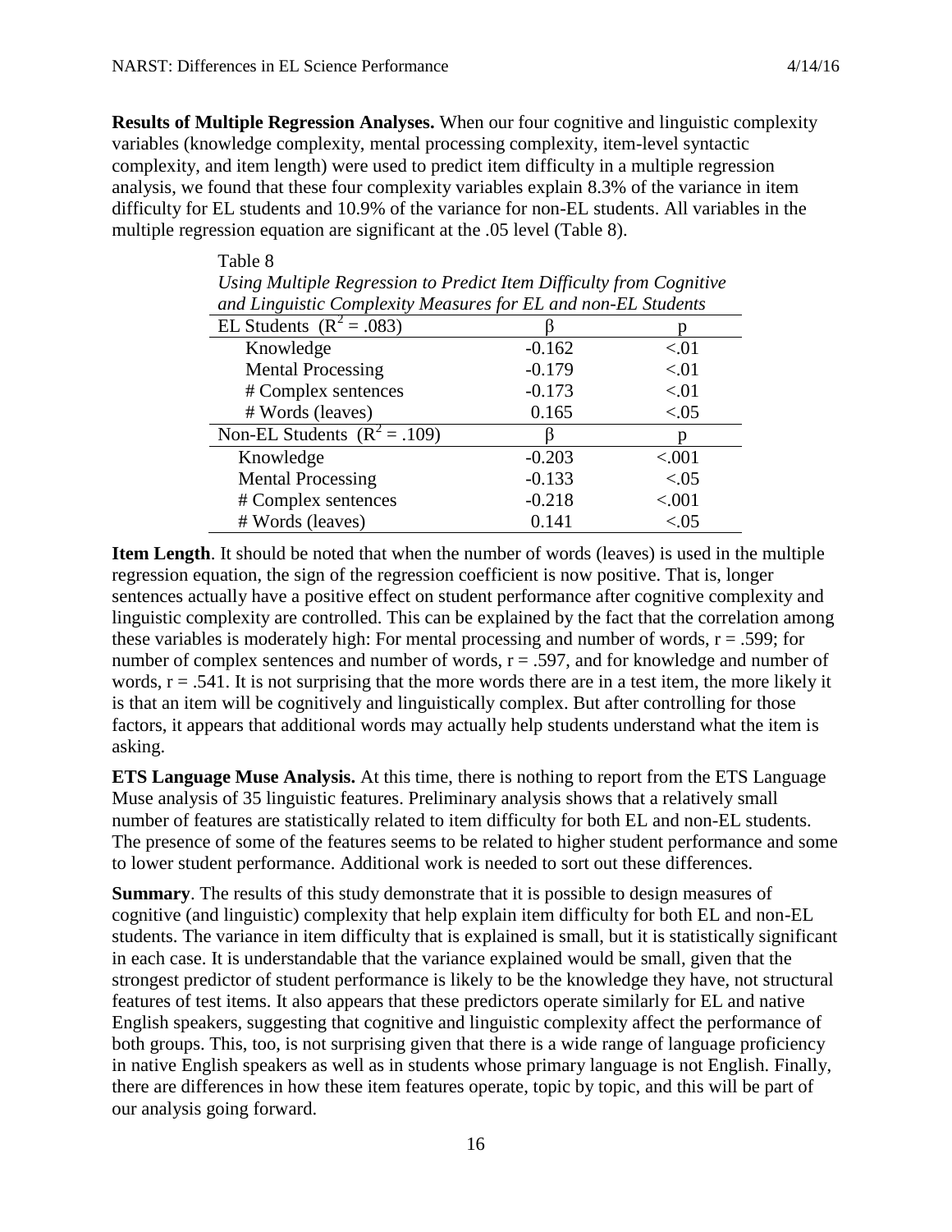**Results of Multiple Regression Analyses.** When our four cognitive and linguistic complexity variables (knowledge complexity, mental processing complexity, item-level syntactic complexity, and item length) were used to predict item difficulty in a multiple regression analysis, we found that these four complexity variables explain 8.3% of the variance in item difficulty for EL students and 10.9% of the variance for non-EL students. All variables in the multiple regression equation are significant at the .05 level (Table 8).

Table 8

*Using Multiple Regression to Predict Item Difficulty from Cognitive and Linguistic Complexity Measures for EL and non-EL Students*

| EL Students ($R^2 = .083$) | β | p |
|---|---|---|
| Knowledge | -0.162 | <.01 |
| Mental Processing | -0.179 | <.01 |
| # Complex sentences | -0.173 | <.01 |
| # Words (leaves) | 0.165 | <.05 |
| **Non-EL Students ($R^2 = .109$)** | **β** | **p** |
| Knowledge | -0.203 | <.001 |
| Mental Processing | -0.133 | <.05 |
| # Complex sentences | -0.218 | <.001 |
| # Words (leaves) | 0.141 | <.05 |

**Item Length**. It should be noted that when the number of words (leaves) is used in the multiple regression equation, the sign of the regression coefficient is now positive. That is, longer sentences actually have a positive effect on student performance after cognitive complexity and linguistic complexity are controlled. This can be explained by the fact that the correlation among these variables is moderately high: For mental processing and number of words, $r = .599$; for number of complex sentences and number of words, $r = .597$, and for knowledge and number of words, $r = .541$. It is not surprising that the more words there are in a test item, the more likely it is that an item will be cognitively and linguistically complex. But after controlling for those factors, it appears that additional words may actually help students understand what the item is asking.

**ETS Language Muse Analysis.** At this time, there is nothing to report from the ETS Language Muse analysis of 35 linguistic features. Preliminary analysis shows that a relatively small number of features are statistically related to item difficulty for both EL and non-EL students. The presence of some of the features seems to be related to higher student performance and some to lower student performance. Additional work is needed to sort out these differences.

**Summary**. The results of this study demonstrate that it is possible to design measures of cognitive (and linguistic) complexity that help explain item difficulty for both EL and non-EL students. The variance in item difficulty that is explained is small, but it is statistically significant in each case. It is understandable that the variance explained would be small, given that the strongest predictor of student performance is likely to be the knowledge they have, not structural features of test items. It also appears that these predictors operate similarly for EL and native English speakers, suggesting that cognitive and linguistic complexity affect the performance of both groups. This, too, is not surprising given that there is a wide range of language proficiency in native English speakers as well as in students whose primary language is not English. Finally, there are differences in how these item features operate, topic by topic, and this will be part of our analysis going forward.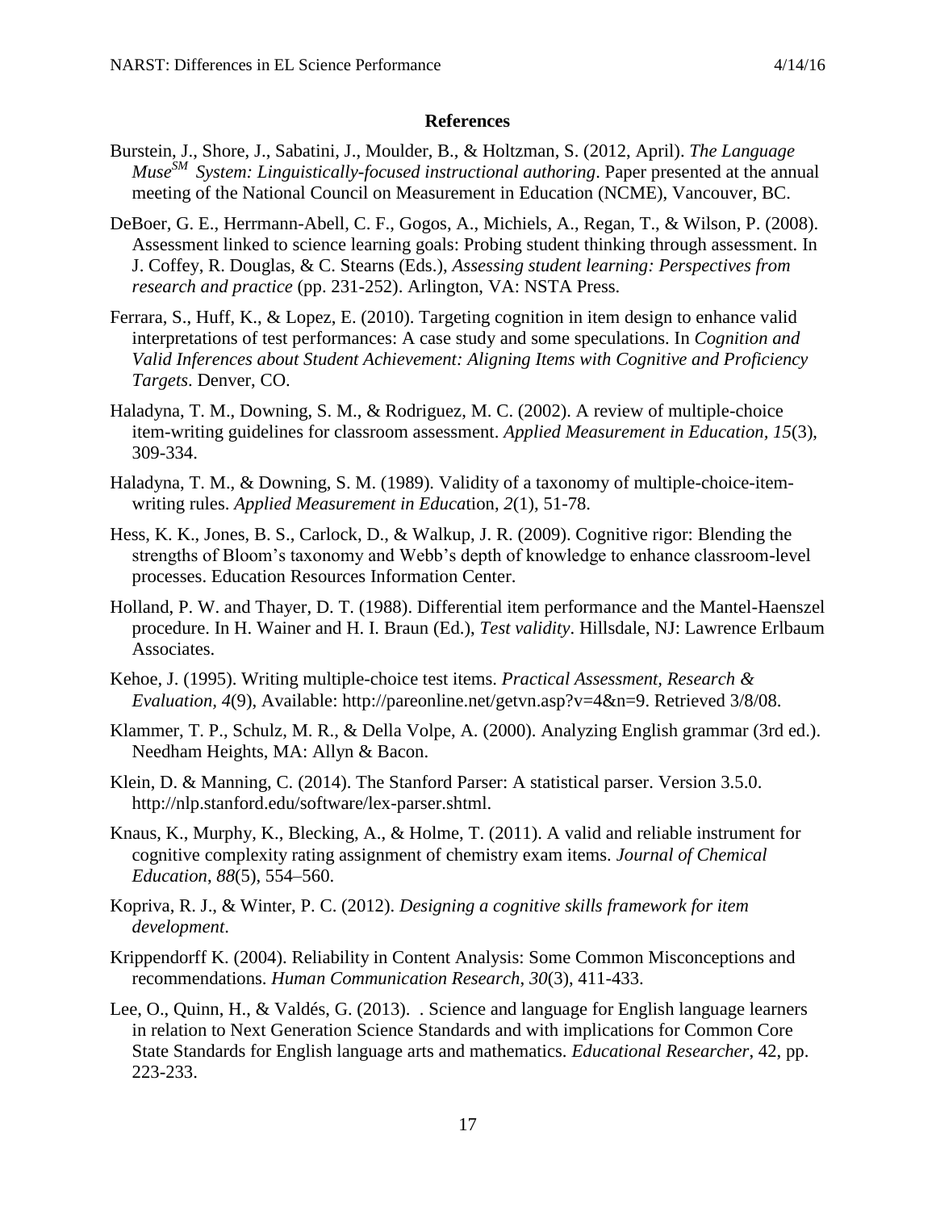**References**

Burstein, J., Shore, J., Sabatini, J., Moulder, B., & Holtzman, S. (2012, April). *The Language Muse*[SM] *System: Linguistically-focused instructional authoring*. Paper presented at the annual meeting of the National Council on Measurement in Education (NCME), Vancouver, BC.

DeBoer, G. E., Herrmann-Abell, C. F., Gogos, A., Michiels, A., Regan, T., & Wilson, P. (2008). Assessment linked to science learning goals: Probing student thinking through assessment. In J. Coffey, R. Douglas, & C. Stearns (Eds.), *Assessing student learning: Perspectives from research and practice* (pp. 231-252). Arlington, VA: NSTA Press.

Ferrara, S., Huff, K., & Lopez, E. (2010). Targeting cognition in item design to enhance valid interpretations of test performances: A case study and some speculations. In *Cognition and Valid Inferences about Student Achievement: Aligning Items with Cognitive and Proficiency Targets*. Denver, CO.

Haladyna, T. M., Downing, S. M., & Rodriguez, M. C. (2002). A review of multiple-choice item-writing guidelines for classroom assessment. *Applied Measurement in Education, 15*(3), 309-334.

Haladyna, T. M., & Downing, S. M. (1989). Validity of a taxonomy of multiple-choice-item-writing rules. *Applied Measurement in Educa*tion, *2*(1), 51-78.

Hess, K. K., Jones, B. S., Carlock, D., & Walkup, J. R. (2009). Cognitive rigor: Blending the strengths of Bloom's taxonomy and Webb's depth of knowledge to enhance classroom-level processes. Education Resources Information Center.

Holland, P. W. and Thayer, D. T. (1988). Differential item performance and the Mantel-Haenszel procedure. In H. Wainer and H. I. Braun (Ed.), *Test validity*. Hillsdale, NJ: Lawrence Erlbaum Associates.

Kehoe, J. (1995). Writing multiple-choice test items. *Practical Assessment, Research & Evaluation, 4*(9), Available: http://pareonline.net/getvn.asp?v=4&n=9. Retrieved 3/8/08.

Klammer, T. P., Schulz, M. R., & Della Volpe, A. (2000). Analyzing English grammar (3rd ed.). Needham Heights, MA: Allyn & Bacon.

Klein, D. & Manning, C. (2014). The Stanford Parser: A statistical parser. Version 3.5.0. http://nlp.stanford.edu/software/lex-parser.shtml.

Knaus, K., Murphy, K., Blecking, A., & Holme, T. (2011). A valid and reliable instrument for cognitive complexity rating assignment of chemistry exam items. *Journal of Chemical Education*, *88*(5), 554–560.

Kopriva, R. J., & Winter, P. C. (2012). *Designing a cognitive skills framework for item development*.

Krippendorff K. (2004). Reliability in Content Analysis: Some Common Misconceptions and recommendations. *Human Communication Research*, *30*(3), 411-433.

Lee, O., Quinn, H., & Valdés, G. (2013). . Science and language for English language learners in relation to Next Generation Science Standards and with implications for Common Core State Standards for English language arts and mathematics. *Educational Researcher*, 42, pp. 223-233.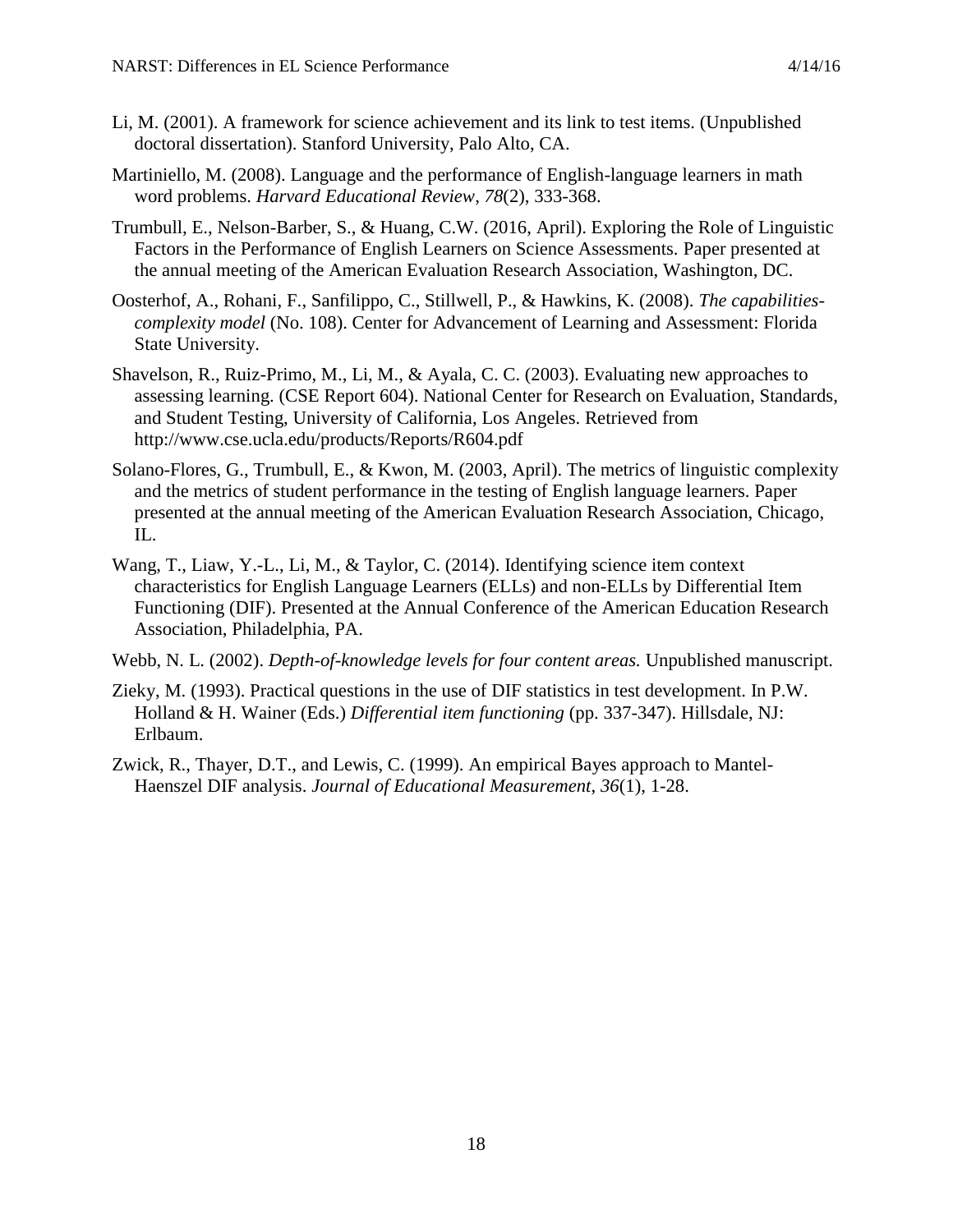Li, M. (2001). A framework for science achievement and its link to test items. (Unpublished doctoral dissertation). Stanford University, Palo Alto, CA.

Martiniello, M. (2008). Language and the performance of English-language learners in math word problems. *Harvard Educational Review*, *78*(2), 333-368.

Trumbull, E., Nelson-Barber, S., & Huang, C.W. (2016, April). Exploring the Role of Linguistic Factors in the Performance of English Learners on Science Assessments. Paper presented at the annual meeting of the American Evaluation Research Association, Washington, DC.

Oosterhof, A., Rohani, F., Sanfilippo, C., Stillwell, P., & Hawkins, K. (2008). *The capabilities-complexity model* (No. 108). Center for Advancement of Learning and Assessment: Florida State University.

Shavelson, R., Ruiz-Primo, M., Li, M., & Ayala, C. C. (2003). Evaluating new approaches to assessing learning. (CSE Report 604). National Center for Research on Evaluation, Standards, and Student Testing, University of California, Los Angeles. Retrieved from http://www.cse.ucla.edu/products/Reports/R604.pdf

Solano-Flores, G., Trumbull, E., & Kwon, M. (2003, April). The metrics of linguistic complexity and the metrics of student performance in the testing of English language learners. Paper presented at the annual meeting of the American Evaluation Research Association, Chicago, IL.

Wang, T., Liaw, Y.-L., Li, M., & Taylor, C. (2014). Identifying science item context characteristics for English Language Learners (ELLs) and non-ELLs by Differential Item Functioning (DIF). Presented at the Annual Conference of the American Education Research Association, Philadelphia, PA.

Webb, N. L. (2002). *Depth-of-knowledge levels for four content areas.* Unpublished manuscript.

Zieky, M. (1993). Practical questions in the use of DIF statistics in test development. In P.W. Holland & H. Wainer (Eds.) *Differential item functioning* (pp. 337-347). Hillsdale, NJ: Erlbaum.

Zwick, R., Thayer, D.T., and Lewis, C. (1999). An empirical Bayes approach to Mantel-Haenszel DIF analysis. *Journal of Educational Measurement*, *36*(1), 1-28.